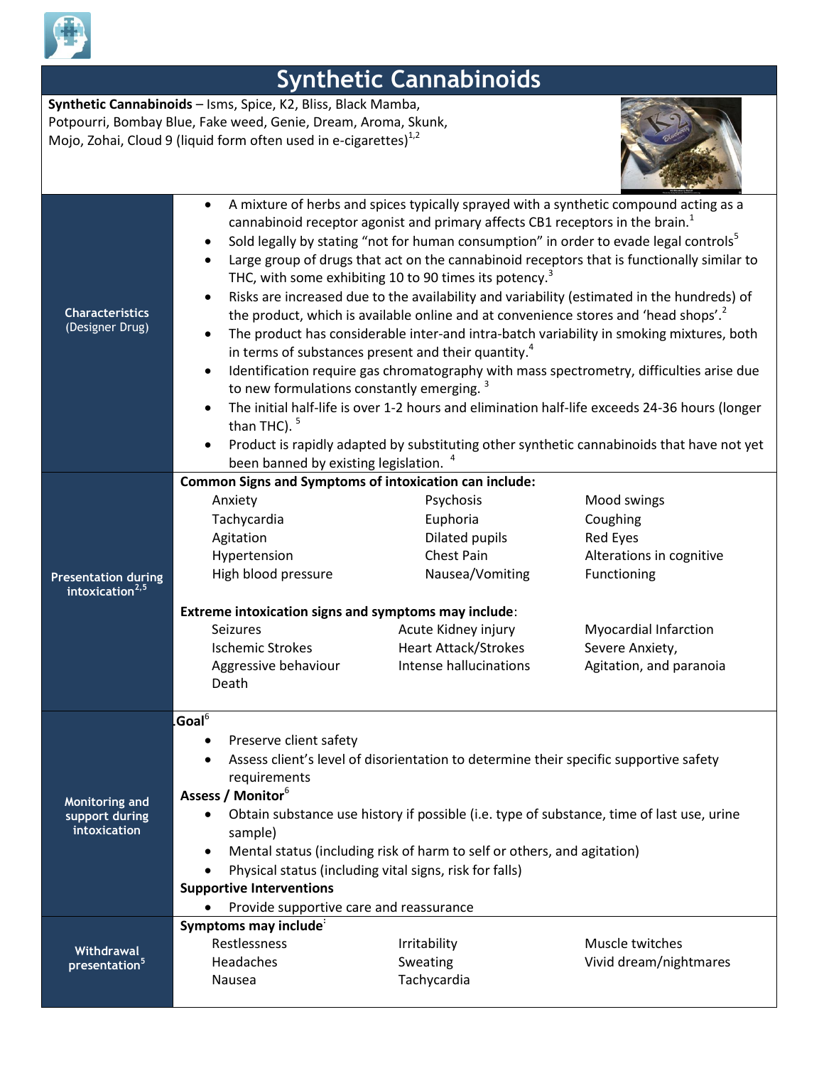# Synthetic Cannabinoids

**Synthetic Cannabinoids** – Isms, Spice, K2, Bliss, Black Mamba, Potpourri, Bombay Blue, Fake weed, Genie, Dream, Aroma, Skunk, Mojo, Zohai, Cloud 9 (liquid form often used in e-cigarettes)[1,2]

## Characteristics (Designer Drug)

- A mixture of herbs and spices typically sprayed with a synthetic compound acting as a cannabinoid receptor agonist and primary affects CB1 receptors in the brain.[1]
- Sold legally by stating "not for human consumption" in order to evade legal controls[5]
- Large group of drugs that act on the cannabinoid receptors that is functionally similar to THC, with some exhibiting 10 to 90 times its potency.[3]
- Risks are increased due to the availability and variability (estimated in the hundreds) of the product, which is available online and at convenience stores and 'head shops'.[2]
- The product has considerable inter-and intra-batch variability in smoking mixtures, both in terms of substances present and their quantity.[4]
- Identification require gas chromatography with mass spectrometry, difficulties arise due to new formulations constantly emerging. [3]
- The initial half-life is over 1-2 hours and elimination half-life exceeds 24-36 hours (longer than THC). [5]
- Product is rapidly adapted by substituting other synthetic cannabinoids that have not yet been banned by existing legislation. [4]

## Presentation during intoxication[2,5]

**Common Signs and Symptoms of intoxication can include:**

| | | |
|---|---|---|
| Anxiety | Psychosis | Mood swings |
| Tachycardia | Euphoria | Coughing |
| Agitation | Dilated pupils | Red Eyes |
| Hypertension | Chest Pain | Alterations in cognitive |
| High blood pressure | Nausea/Vomiting | Functioning |

**Extreme intoxication signs and symptoms may include**:

| | | |
|---|---|---|
| Seizures | Acute Kidney injury | Myocardial Infarction |
| Ischemic Strokes | Heart Attack/Strokes | Severe Anxiety, |
| Aggressive behaviour | Intense hallucinations | Agitation, and paranoia |
| Death | | |

## Monitoring and support during intoxication

**Goal**[6]

- Preserve client safety
- Assess client's level of disorientation to determine their specific supportive safety requirements

**Assess / Monitor**[6]

- Obtain substance use history if possible (i.e. type of substance, time of last use, urine sample)
- Mental status (including risk of harm to self or others, and agitation)
- Physical status (including vital signs, risk for falls)

**Supportive Interventions**

- Provide supportive care and reassurance

## Withdrawal presentation[5]

**Symptoms may include**

| | | |
|---|---|---|
| Restlessness | Irritability | Muscle twitches |
| Headaches | Sweating | Vivid dream/nightmares |
| Nausea | Tachycardia | |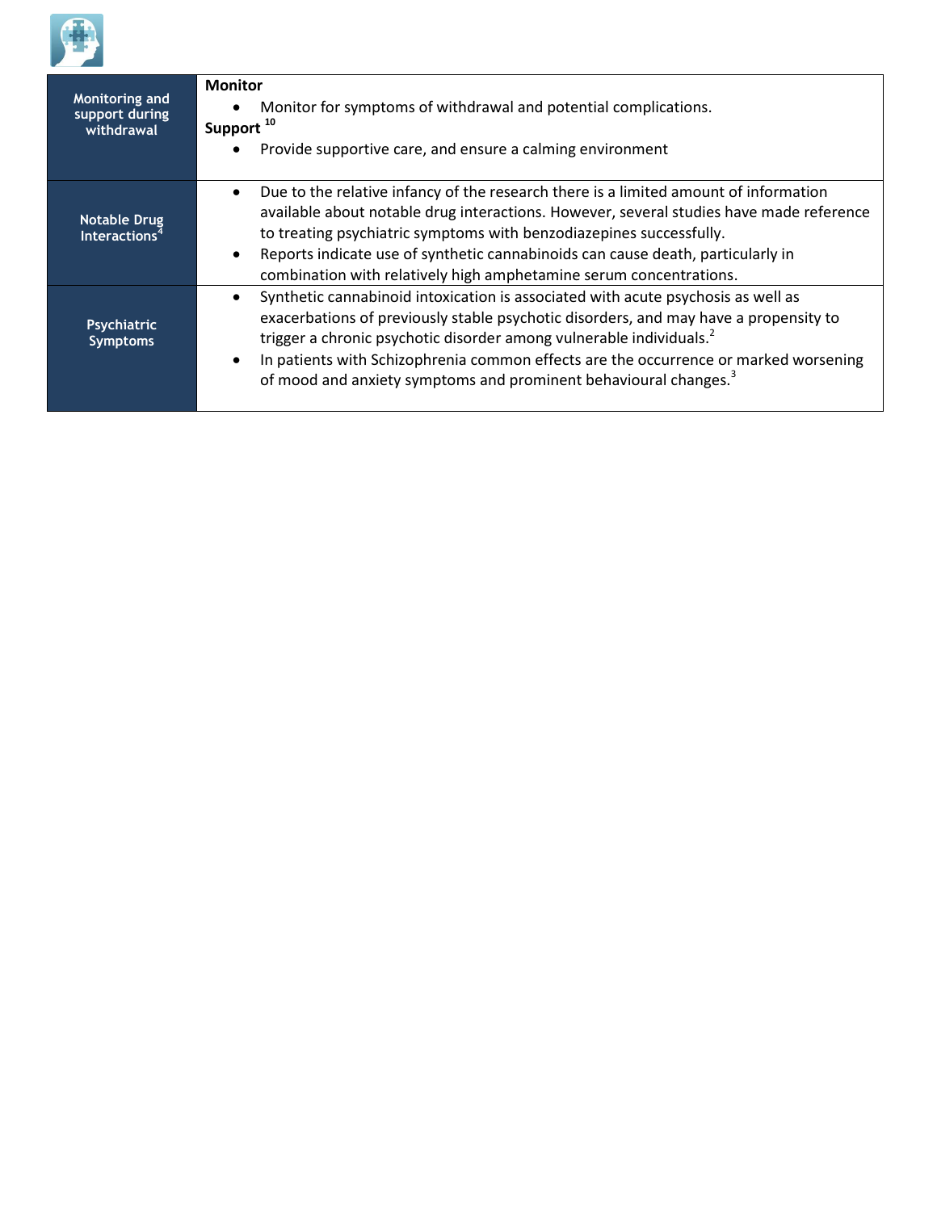| | |
|---|---|
| **Monitoring and support during withdrawal** | **Monitor**<br>• Monitor for symptoms of withdrawal and potential complications.<br>**Support** [10]<br>• Provide supportive care, and ensure a calming environment |
| **Notable Drug Interactions**[4] | • Due to the relative infancy of the research there is a limited amount of information available about notable drug interactions. However, several studies have made reference to treating psychiatric symptoms with benzodiazepines successfully.<br>• Reports indicate use of synthetic cannabinoids can cause death, particularly in combination with relatively high amphetamine serum concentrations. |
| **Psychiatric Symptoms** | • Synthetic cannabinoid intoxication is associated with acute psychosis as well as exacerbations of previously stable psychotic disorders, and may have a propensity to trigger a chronic psychotic disorder among vulnerable individuals.[2]<br>• In patients with Schizophrenia common effects are the occurrence or marked worsening of mood and anxiety symptoms and prominent behavioural changes.[3] |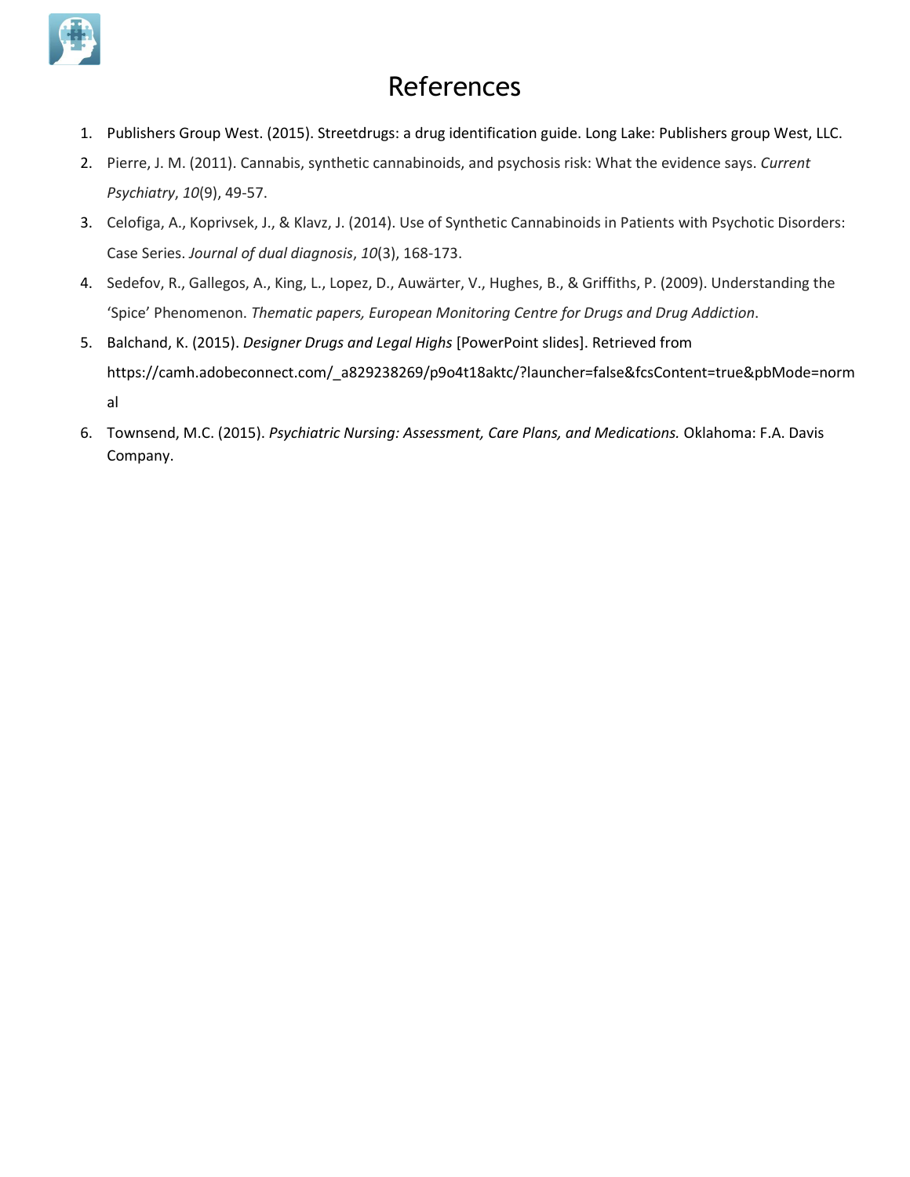# References

1. Publishers Group West. (2015). Streetdrugs: a drug identification guide. Long Lake: Publishers group West, LLC.
2. Pierre, J. M. (2011). Cannabis, synthetic cannabinoids, and psychosis risk: What the evidence says. *Current Psychiatry*, *10*(9), 49-57.
3. Celofiga, A., Koprivsek, J., & Klavz, J. (2014). Use of Synthetic Cannabinoids in Patients with Psychotic Disorders: Case Series. *Journal of dual diagnosis*, *10*(3), 168-173.
4. Sedefov, R., Gallegos, A., King, L., Lopez, D., Auwärter, V., Hughes, B., & Griffiths, P. (2009). Understanding the 'Spice' Phenomenon. *Thematic papers, European Monitoring Centre for Drugs and Drug Addiction*.
5. Balchand, K. (2015). *Designer Drugs and Legal Highs* [PowerPoint slides]. Retrieved from https://camh.adobeconnect.com/_a829238269/p9o4t18aktc/?launcher=false&fcsContent=true&pbMode=normal
6. Townsend, M.C. (2015). *Psychiatric Nursing: Assessment, Care Plans, and Medications.* Oklahoma: F.A. Davis Company.